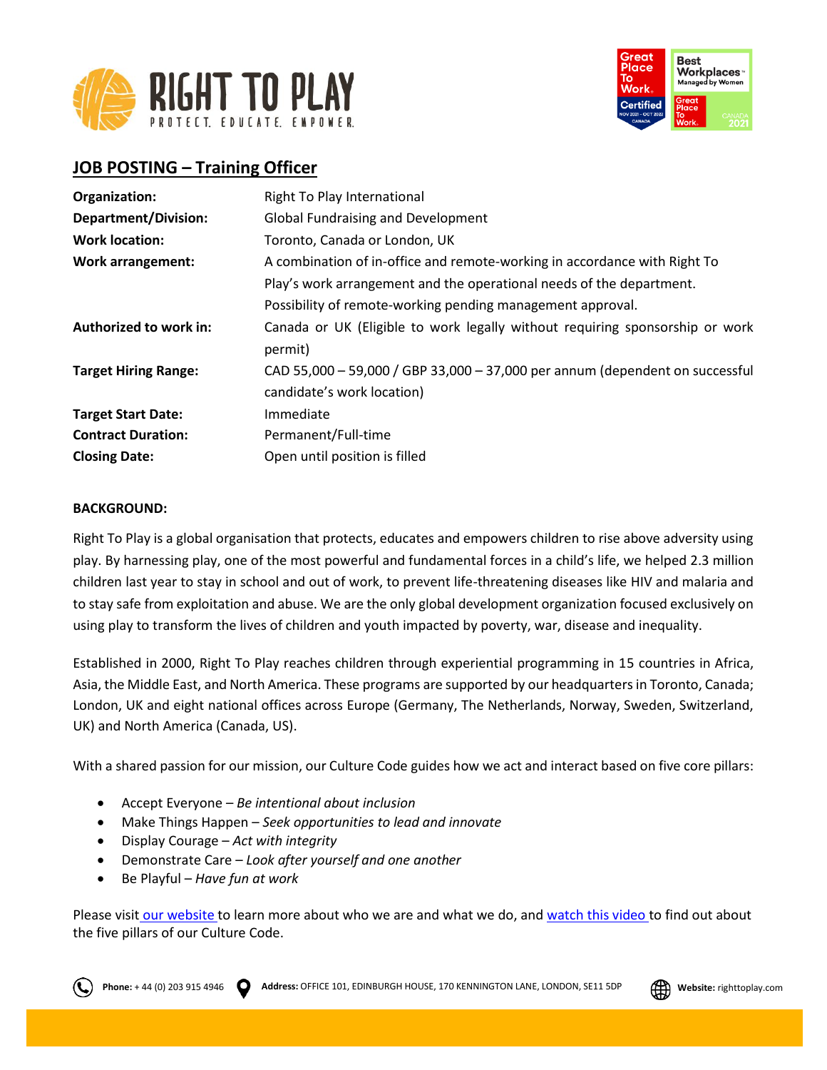## JOB POSTING – Training Officer

| | |
|---|---|
| **Organization:** | Right To Play International |
| **Department/Division:** | Global Fundraising and Development |
| **Work location:** | Toronto, Canada or London, UK |
| **Work arrangement:** | A combination of in-office and remote-working in accordance with Right To Play's work arrangement and the operational needs of the department. Possibility of remote-working pending management approval. |
| **Authorized to work in:** | Canada or UK (Eligible to work legally without requiring sponsorship or work permit) |
| **Target Hiring Range:** | CAD 55,000 – 59,000 / GBP 33,000 – 37,000 per annum (dependent on successful candidate's work location) |
| **Target Start Date:** | Immediate |
| **Contract Duration:** | Permanent/Full-time |
| **Closing Date:** | Open until position is filled |

**BACKGROUND:**

Right To Play is a global organisation that protects, educates and empowers children to rise above adversity using play. By harnessing play, one of the most powerful and fundamental forces in a child's life, we helped 2.3 million children last year to stay in school and out of work, to prevent life-threatening diseases like HIV and malaria and to stay safe from exploitation and abuse. We are the only global development organization focused exclusively on using play to transform the lives of children and youth impacted by poverty, war, disease and inequality.

Established in 2000, Right To Play reaches children through experiential programming in 15 countries in Africa, Asia, the Middle East, and North America. These programs are supported by our headquarters in Toronto, Canada; London, UK and eight national offices across Europe (Germany, The Netherlands, Norway, Sweden, Switzerland, UK) and North America (Canada, US).

With a shared passion for our mission, our Culture Code guides how we act and interact based on five core pillars:

- Accept Everyone – *Be intentional about inclusion*
- Make Things Happen – *Seek opportunities to lead and innovate*
- Display Courage – *Act with integrity*
- Demonstrate Care – *Look after yourself and one another*
- Be Playful – *Have fun at work*

Please visit our website to learn more about who we are and what we do, and watch this video to find out about the five pillars of our Culture Code.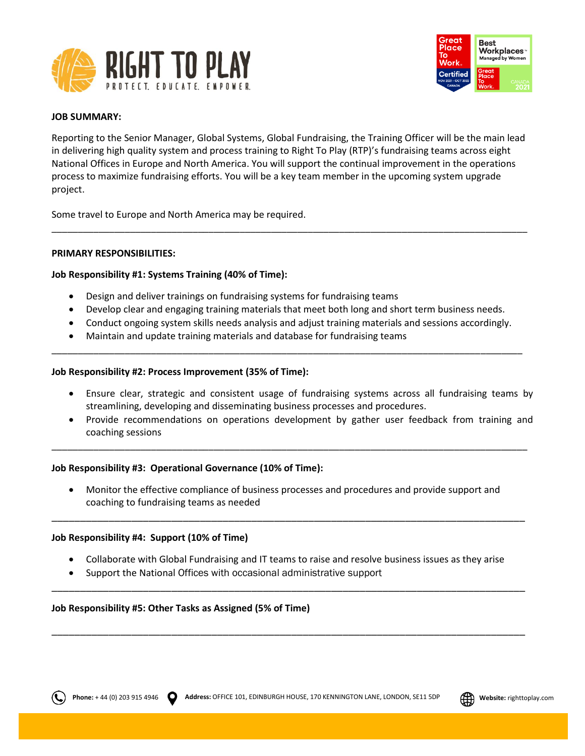**JOB SUMMARY:**

Reporting to the Senior Manager, Global Systems, Global Fundraising, the Training Officer will be the main lead in delivering high quality system and process training to Right To Play (RTP)'s fundraising teams across eight National Offices in Europe and North America. You will support the continual improvement in the operations process to maximize fundraising efforts. You will be a key team member in the upcoming system upgrade project.

Some travel to Europe and North America may be required.

---

**PRIMARY RESPONSIBILITIES:**

**Job Responsibility #1: Systems Training (40% of Time):**

- Design and deliver trainings on fundraising systems for fundraising teams
- Develop clear and engaging training materials that meet both long and short term business needs.
- Conduct ongoing system skills needs analysis and adjust training materials and sessions accordingly.
- Maintain and update training materials and database for fundraising teams

---

**Job Responsibility #2: Process Improvement (35% of Time):**

- Ensure clear, strategic and consistent usage of fundraising systems across all fundraising teams by streamlining, developing and disseminating business processes and procedures.
- Provide recommendations on operations development by gather user feedback from training and coaching sessions

---

**Job Responsibility #3: Operational Governance (10% of Time):**

- Monitor the effective compliance of business processes and procedures and provide support and coaching to fundraising teams as needed

---

**Job Responsibility #4: Support (10% of Time)**

- Collaborate with Global Fundraising and IT teams to raise and resolve business issues as they arise
- Support the National Offices with occasional administrative support

---

**Job Responsibility #5: Other Tasks as Assigned (5% of Time)**

---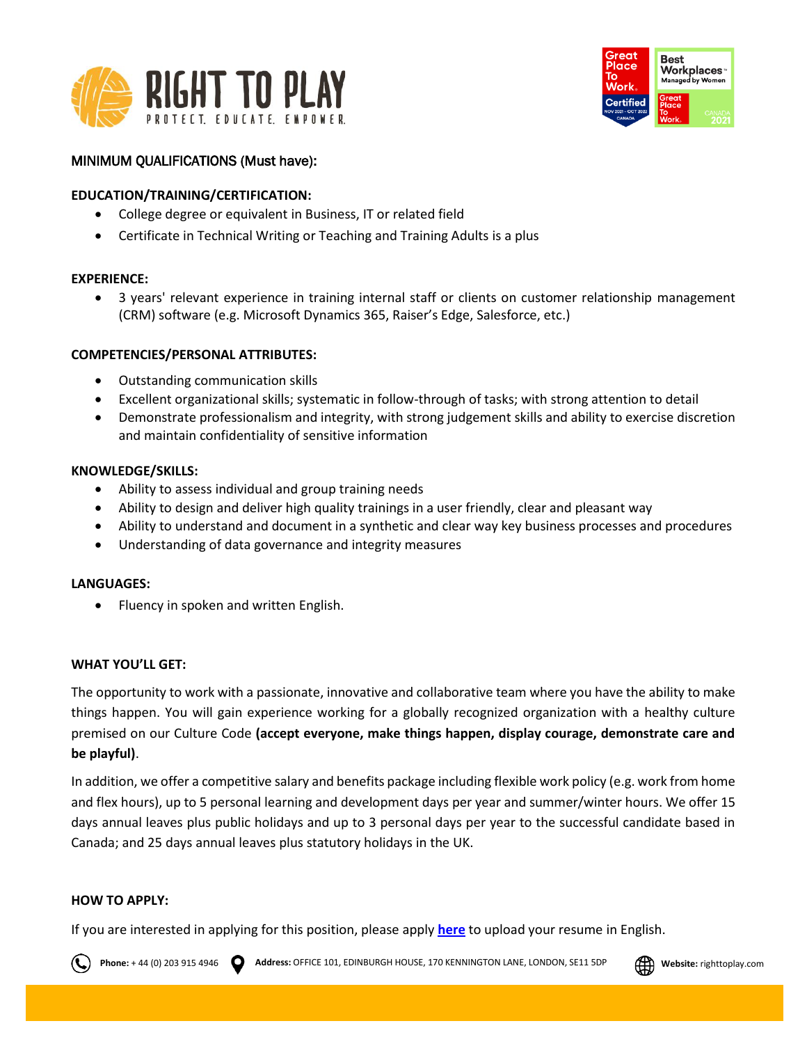## MINIMUM QUALIFICATIONS (Must have):

### EDUCATION/TRAINING/CERTIFICATION:

- College degree or equivalent in Business, IT or related field
- Certificate in Technical Writing or Teaching and Training Adults is a plus

### EXPERIENCE:

- 3 years' relevant experience in training internal staff or clients on customer relationship management (CRM) software (e.g. Microsoft Dynamics 365, Raiser's Edge, Salesforce, etc.)

### COMPETENCIES/PERSONAL ATTRIBUTES:

- Outstanding communication skills
- Excellent organizational skills; systematic in follow-through of tasks; with strong attention to detail
- Demonstrate professionalism and integrity, with strong judgement skills and ability to exercise discretion and maintain confidentiality of sensitive information

### KNOWLEDGE/SKILLS:

- Ability to assess individual and group training needs
- Ability to design and deliver high quality trainings in a user friendly, clear and pleasant way
- Ability to understand and document in a synthetic and clear way key business processes and procedures
- Understanding of data governance and integrity measures

### LANGUAGES:

- Fluency in spoken and written English.

### WHAT YOU'LL GET:

The opportunity to work with a passionate, innovative and collaborative team where you have the ability to make things happen. You will gain experience working for a globally recognized organization with a healthy culture premised on our Culture Code **(accept everyone, make things happen, display courage, demonstrate care and be playful)**.

In addition, we offer a competitive salary and benefits package including flexible work policy (e.g. work from home and flex hours), up to 5 personal learning and development days per year and summer/winter hours. We offer 15 days annual leaves plus public holidays and up to 3 personal days per year to the successful candidate based in Canada; and 25 days annual leaves plus statutory holidays in the UK.

### HOW TO APPLY:

If you are interested in applying for this position, please apply **here** to upload your resume in English.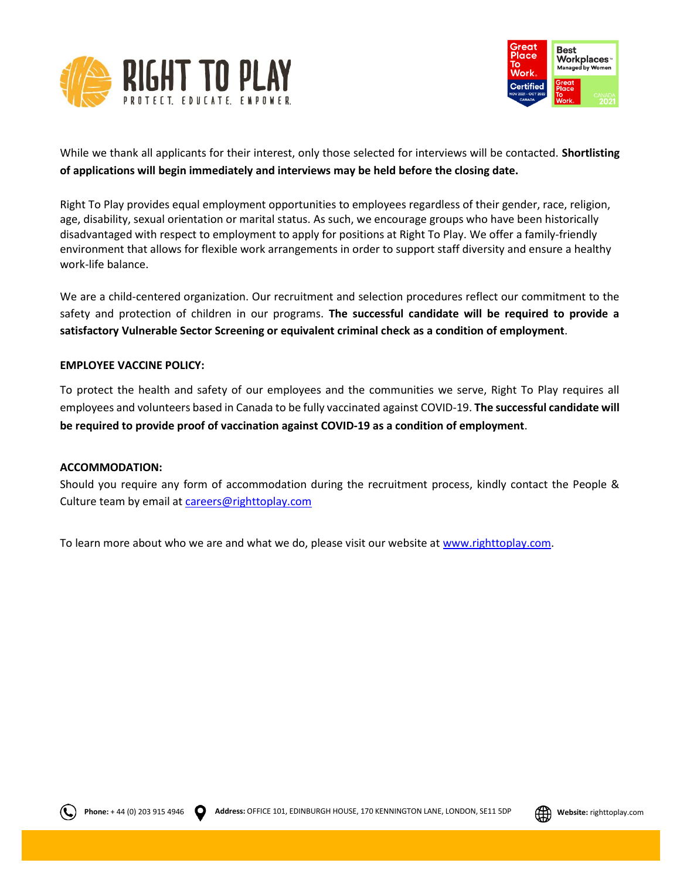While we thank all applicants for their interest, only those selected for interviews will be contacted. **Shortlisting of applications will begin immediately and interviews may be held before the closing date.**

Right To Play provides equal employment opportunities to employees regardless of their gender, race, religion, age, disability, sexual orientation or marital status. As such, we encourage groups who have been historically disadvantaged with respect to employment to apply for positions at Right To Play. We offer a family-friendly environment that allows for flexible work arrangements in order to support staff diversity and ensure a healthy work-life balance.

We are a child-centered organization. Our recruitment and selection procedures reflect our commitment to the safety and protection of children in our programs. **The successful candidate will be required to provide a satisfactory Vulnerable Sector Screening or equivalent criminal check as a condition of employment**.

**EMPLOYEE VACCINE POLICY:**

To protect the health and safety of our employees and the communities we serve, Right To Play requires all employees and volunteers based in Canada to be fully vaccinated against COVID-19. **The successful candidate will be required to provide proof of vaccination against COVID-19 as a condition of employment**.

**ACCOMMODATION:**

Should you require any form of accommodation during the recruitment process, kindly contact the People & Culture team by email at careers@righttoplay.com

To learn more about who we are and what we do, please visit our website at www.righttoplay.com.